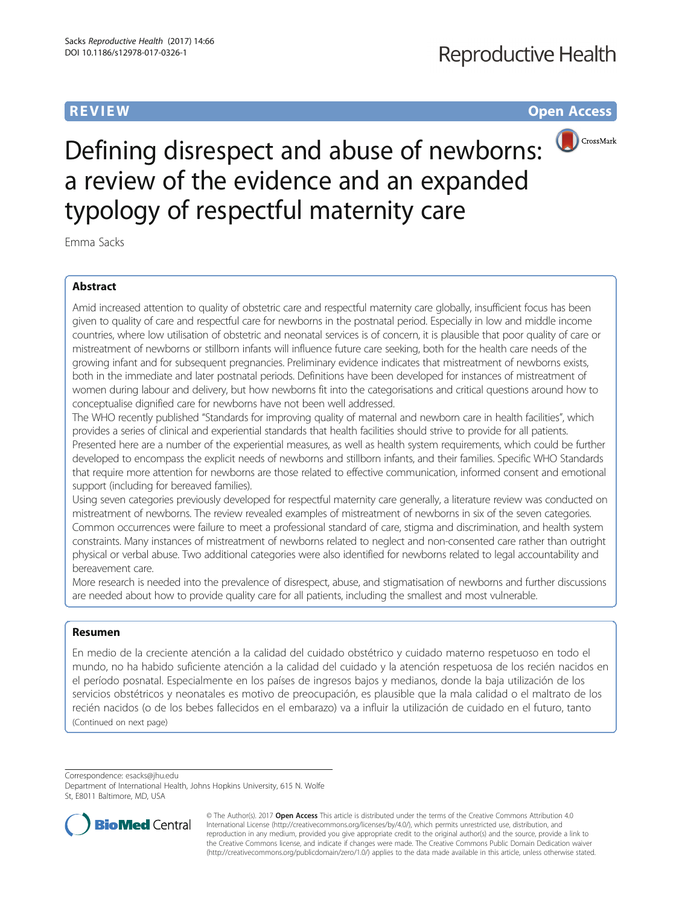REVIEW Open Access

# Defining disrespect and abuse of newborns: a review of the evidence and an expanded typology of respectful maternity care

Emma Sacks

## Abstract

Amid increased attention to quality of obstetric care and respectful maternity care globally, insufficient focus has been given to quality of care and respectful care for newborns in the postnatal period. Especially in low and middle income countries, where low utilisation of obstetric and neonatal services is of concern, it is plausible that poor quality of care or mistreatment of newborns or stillborn infants will influence future care seeking, both for the health care needs of the growing infant and for subsequent pregnancies. Preliminary evidence indicates that mistreatment of newborns exists, both in the immediate and later postnatal periods. Definitions have been developed for instances of mistreatment of women during labour and delivery, but how newborns fit into the categorisations and critical questions around how to conceptualise dignified care for newborns have not been well addressed.

The WHO recently published "Standards for improving quality of maternal and newborn care in health facilities", which provides a series of clinical and experiential standards that health facilities should strive to provide for all patients. Presented here are a number of the experiential measures, as well as health system requirements, which could be further developed to encompass the explicit needs of newborns and stillborn infants, and their families. Specific WHO Standards that require more attention for newborns are those related to effective communication, informed consent and emotional support (including for bereaved families).

Using seven categories previously developed for respectful maternity care generally, a literature review was conducted on mistreatment of newborns. The review revealed examples of mistreatment of newborns in six of the seven categories. Common occurrences were failure to meet a professional standard of care, stigma and discrimination, and health system constraints. Many instances of mistreatment of newborns related to neglect and non-consented care rather than outright physical or verbal abuse. Two additional categories were also identified for newborns related to legal accountability and bereavement care.

More research is needed into the prevalence of disrespect, abuse, and stigmatisation of newborns and further discussions are needed about how to provide quality care for all patients, including the smallest and most vulnerable.

## Resumen

En medio de la creciente atención a la calidad del cuidado obstétrico y cuidado materno respetuoso en todo el mundo, no ha habido suficiente atención a la calidad del cuidado y la atención respetuosa de los recién nacidos en el período posnatal. Especialmente en los países de ingresos bajos y medianos, donde la baja utilización de los servicios obstétricos y neonatales es motivo de preocupación, es plausible que la mala calidad o el maltrato de los recién nacidos (o de los bebes fallecidos en el embarazo) va a influir la utilización de cuidado en el futuro, tanto

(Continued on next page)

Correspondence: esacks@jhu.edu

Department of International Health, Johns Hopkins University, 615 N. Wolfe St, E8011 Baltimore, MD, USA

© The Author(s). 2017 **Open Access** This article is distributed under the terms of the Creative Commons Attribution 4.0 International License (http://creativecommons.org/licenses/by/4.0/), which permits unrestricted use, distribution, and reproduction in any medium, provided you give appropriate credit to the original author(s) and the source, provide a link to the Creative Commons license, and indicate if changes were made. The Creative Commons Public Domain Dedication waiver (http://creativecommons.org/publicdomain/zero/1.0/) applies to the data made available in this article, unless otherwise stated.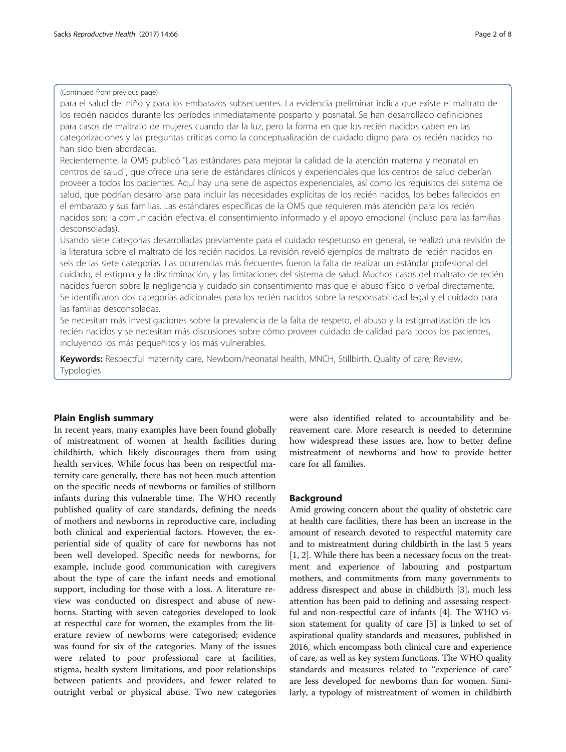(Continued from previous page)

para el salud del niño y para los embarazos subsecuentes. La evidencia preliminar indica que existe el maltrato de los recién nacidos durante los períodos inmediatamente posparto y posnatal. Se han desarrollado definiciones para casos de maltrato de mujeres cuando dar la luz, pero la forma en que los recién nacidos caben en las categorizaciones y las preguntas críticas como la conceptualización de cuidado digno para los recién nacidos no han sido bien abordadas.

Recientemente, la OMS publicó "Las estándares para mejorar la calidad de la atención materna y neonatal en centros de salud", que ofrece una serie de estándares clínicos y experienciales que los centros de salud deberían proveer a todos los pacientes. Aquí hay una serie de aspectos experienciales, así como los requisitos del sistema de salud, que podrían desarrollarse para incluir las necesidades explícitas de los recién nacidos, los bebes fallecidos en el embarazo y sus familias. Las estándares específicas de la OMS que requieren más atención para los recién nacidos son: la comunicación efectiva, el consentimiento informado y el apoyo emocional (incluso para las familias desconsoladas).

Usando siete categorías desarrolladas previamente para el cuidado respetuoso en general, se realizó una revisión de la literatura sobre el maltrato de los recién nacidos. La revisión reveló ejemplos de maltrato de recién nacidos en seis de las siete categorías. Las ocurrencias más frecuentes fueron la falta de realizar un estándar profesional del cuidado, el estigma y la discriminación, y las limitaciones del sistema de salud. Muchos casos del maltrato de recién nacidos fueron sobre la negligencia y cuidado sin consentimiento mas que el abuso físico o verbal directamente. Se identificaron dos categorías adicionales para los recién nacidos sobre la responsabilidad legal y el cuidado para las familias desconsoladas.

Se necesitan más investigaciones sobre la prevalencia de la falta de respeto, el abuso y la estigmatización de los recién nacidos y se necesitan más discusiones sobre cómo proveer cuidado de calidad para todos los pacientes, incluyendo los más pequeñitos y los más vulnerables.

**Keywords:** Respectful maternity care, Newborn/neonatal health, MNCH, Stillbirth, Quality of care, Review, Typologies

## Plain English summary

In recent years, many examples have been found globally of mistreatment of women at health facilities during childbirth, which likely discourages them from using health services. While focus has been on respectful maternity care generally, there has not been much attention on the specific needs of newborns or families of stillborn infants during this vulnerable time. The WHO recently published quality of care standards, defining the needs of mothers and newborns in reproductive care, including both clinical and experiential factors. However, the experiential side of quality of care for newborns has not been well developed. Specific needs for newborns, for example, include good communication with caregivers about the type of care the infant needs and emotional support, including for those with a loss. A literature review was conducted on disrespect and abuse of newborns. Starting with seven categories developed to look at respectful care for women, the examples from the literature review of newborns were categorised; evidence was found for six of the categories. Many of the issues were related to poor professional care at facilities, stigma, health system limitations, and poor relationships between patients and providers, and fewer related to outright verbal or physical abuse. Two new categories were also identified related to accountability and bereavement care. More research is needed to determine how widespread these issues are, how to better define mistreatment of newborns and how to provide better care for all families.

## Background

Amid growing concern about the quality of obstetric care at health care facilities, there has been an increase in the amount of research devoted to respectful maternity care and to mistreatment during childbirth in the last 5 years [1, 2]. While there has been a necessary focus on the treatment and experience of labouring and postpartum mothers, and commitments from many governments to address disrespect and abuse in childbirth [3], much less attention has been paid to defining and assessing respectful and non-respectful care of infants [4]. The WHO vision statement for quality of care [5] is linked to set of aspirational quality standards and measures, published in 2016, which encompass both clinical care and experience of care, as well as key system functions. The WHO quality standards and measures related to "experience of care" are less developed for newborns than for women. Similarly, a typology of mistreatment of women in childbirth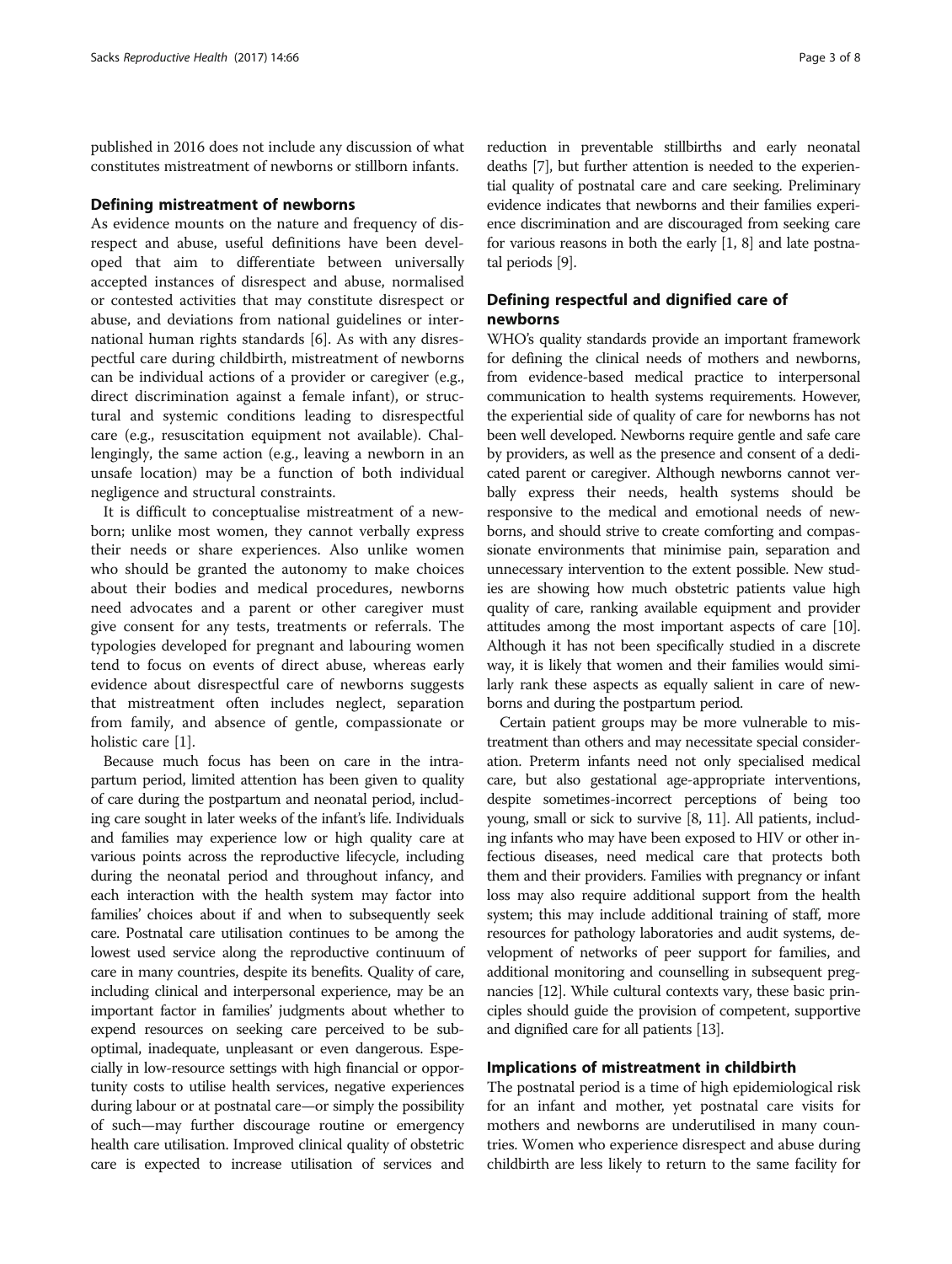published in 2016 does not include any discussion of what constitutes mistreatment of newborns or stillborn infants.

## Defining mistreatment of newborns

As evidence mounts on the nature and frequency of disrespect and abuse, useful definitions have been developed that aim to differentiate between universally accepted instances of disrespect and abuse, normalised or contested activities that may constitute disrespect or abuse, and deviations from national guidelines or international human rights standards [6]. As with any disrespectful care during childbirth, mistreatment of newborns can be individual actions of a provider or caregiver (e.g., direct discrimination against a female infant), or structural and systemic conditions leading to disrespectful care (e.g., resuscitation equipment not available). Challengingly, the same action (e.g., leaving a newborn in an unsafe location) may be a function of both individual negligence and structural constraints.

It is difficult to conceptualise mistreatment of a newborn; unlike most women, they cannot verbally express their needs or share experiences. Also unlike women who should be granted the autonomy to make choices about their bodies and medical procedures, newborns need advocates and a parent or other caregiver must give consent for any tests, treatments or referrals. The typologies developed for pregnant and labouring women tend to focus on events of direct abuse, whereas early evidence about disrespectful care of newborns suggests that mistreatment often includes neglect, separation from family, and absence of gentle, compassionate or holistic care [1].

Because much focus has been on care in the intrapartum period, limited attention has been given to quality of care during the postpartum and neonatal period, including care sought in later weeks of the infant's life. Individuals and families may experience low or high quality care at various points across the reproductive lifecycle, including during the neonatal period and throughout infancy, and each interaction with the health system may factor into families' choices about if and when to subsequently seek care. Postnatal care utilisation continues to be among the lowest used service along the reproductive continuum of care in many countries, despite its benefits. Quality of care, including clinical and interpersonal experience, may be an important factor in families' judgments about whether to expend resources on seeking care perceived to be suboptimal, inadequate, unpleasant or even dangerous. Especially in low-resource settings with high financial or opportunity costs to utilise health services, negative experiences during labour or at postnatal care—or simply the possibility of such—may further discourage routine or emergency health care utilisation. Improved clinical quality of obstetric care is expected to increase utilisation of services and reduction in preventable stillbirths and early neonatal deaths [7], but further attention is needed to the experiential quality of postnatal care and care seeking. Preliminary evidence indicates that newborns and their families experience discrimination and are discouraged from seeking care for various reasons in both the early [1, 8] and late postnatal periods [9].

## Defining respectful and dignified care of newborns

WHO's quality standards provide an important framework for defining the clinical needs of mothers and newborns, from evidence-based medical practice to interpersonal communication to health systems requirements. However, the experiential side of quality of care for newborns has not been well developed. Newborns require gentle and safe care by providers, as well as the presence and consent of a dedicated parent or caregiver. Although newborns cannot verbally express their needs, health systems should be responsive to the medical and emotional needs of newborns, and should strive to create comforting and compassionate environments that minimise pain, separation and unnecessary intervention to the extent possible. New studies are showing how much obstetric patients value high quality of care, ranking available equipment and provider attitudes among the most important aspects of care [10]. Although it has not been specifically studied in a discrete way, it is likely that women and their families would similarly rank these aspects as equally salient in care of newborns and during the postpartum period.

Certain patient groups may be more vulnerable to mistreatment than others and may necessitate special consideration. Preterm infants need not only specialised medical care, but also gestational age-appropriate interventions, despite sometimes-incorrect perceptions of being too young, small or sick to survive [8, 11]. All patients, including infants who may have been exposed to HIV or other infectious diseases, need medical care that protects both them and their providers. Families with pregnancy or infant loss may also require additional support from the health system; this may include additional training of staff, more resources for pathology laboratories and audit systems, development of networks of peer support for families, and additional monitoring and counselling in subsequent pregnancies [12]. While cultural contexts vary, these basic principles should guide the provision of competent, supportive and dignified care for all patients [13].

## Implications of mistreatment in childbirth

The postnatal period is a time of high epidemiological risk for an infant and mother, yet postnatal care visits for mothers and newborns are underutilised in many countries. Women who experience disrespect and abuse during childbirth are less likely to return to the same facility for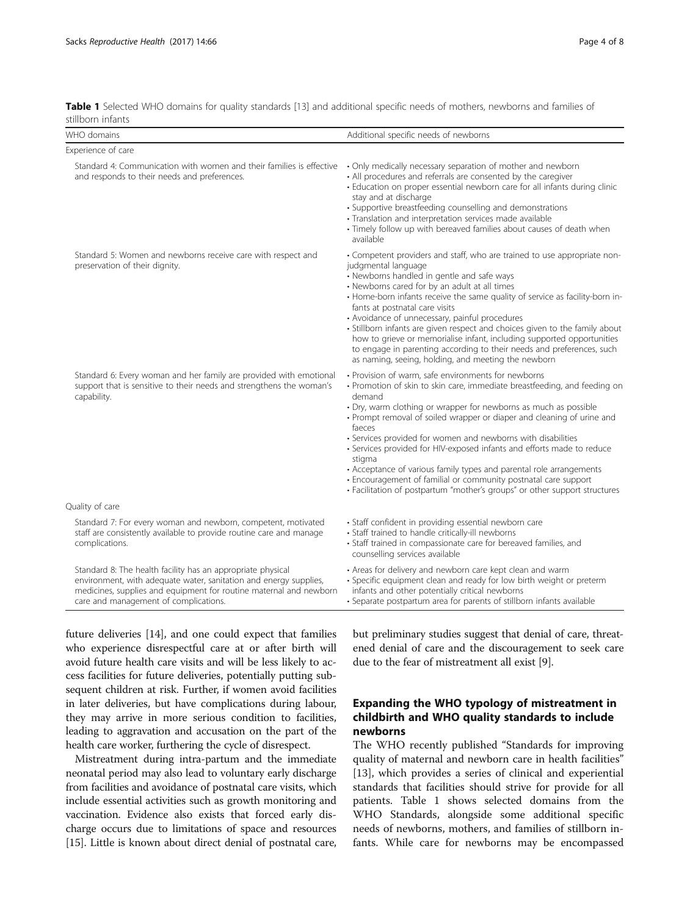**Table 1** Selected WHO domains for quality standards [13] and additional specific needs of mothers, newborns and families of stillborn infants

| WHO domains | Additional specific needs of newborns |
|---|---|
| Experience of care | |
| Standard 4: Communication with women and their families is effective and responds to their needs and preferences. | • Only medically necessary separation of mother and newborn<br>• All procedures and referrals are consented by the caregiver<br>• Education on proper essential newborn care for all infants during clinic stay and at discharge<br>• Supportive breastfeeding counselling and demonstrations<br>• Translation and interpretation services made available<br>• Timely follow up with bereaved families about causes of death when available |
| Standard 5: Women and newborns receive care with respect and preservation of their dignity. | • Competent providers and staff, who are trained to use appropriate non-judgmental language<br>• Newborns handled in gentle and safe ways<br>• Newborns cared for by an adult at all times<br>• Home-born infants receive the same quality of service as facility-born infants at postnatal care visits<br>• Avoidance of unnecessary, painful procedures<br>• Stillborn infants are given respect and choices given to the family about how to grieve or memorialise infant, including supported opportunities to engage in parenting according to their needs and preferences, such as naming, seeing, holding, and meeting the newborn |
| Standard 6: Every woman and her family are provided with emotional support that is sensitive to their needs and strengthens the woman's capability. | • Provision of warm, safe environments for newborns<br>• Promotion of skin to skin care, immediate breastfeeding, and feeding on demand<br>• Dry, warm clothing or wrapper for newborns as much as possible<br>• Prompt removal of soiled wrapper or diaper and cleaning of urine and faeces<br>• Services provided for women and newborns with disabilities<br>• Services provided for HIV-exposed infants and efforts made to reduce stigma<br>• Acceptance of various family types and parental role arrangements<br>• Encouragement of familial or community postnatal care support<br>• Facilitation of postpartum "mother's groups" or other support structures |
| Quality of care | |
| Standard 7: For every woman and newborn, competent, motivated staff are consistently available to provide routine care and manage complications. | • Staff confident in providing essential newborn care<br>• Staff trained to handle critically-ill newborns<br>• Staff trained in compassionate care for bereaved families, and counselling services available |
| Standard 8: The health facility has an appropriate physical environment, with adequate water, sanitation and energy supplies, medicines, supplies and equipment for routine maternal and newborn care and management of complications. | • Areas for delivery and newborn care kept clean and warm<br>• Specific equipment clean and ready for low birth weight or preterm infants and other potentially critical newborns<br>• Separate postpartum area for parents of stillborn infants available |

future deliveries [14], and one could expect that families who experience disrespectful care at or after birth will avoid future health care visits and will be less likely to access facilities for future deliveries, potentially putting subsequent children at risk. Further, if women avoid facilities in later deliveries, but have complications during labour, they may arrive in more serious condition to facilities, leading to aggravation and accusation on the part of the health care worker, furthering the cycle of disrespect.

Mistreatment during intra-partum and the immediate neonatal period may also lead to voluntary early discharge from facilities and avoidance of postnatal care visits, which include essential activities such as growth monitoring and vaccination. Evidence also exists that forced early discharge occurs due to limitations of space and resources [15]. Little is known about direct denial of postnatal care, but preliminary studies suggest that denial of care, threatened denial of care and the discouragement to seek care due to the fear of mistreatment all exist [9].

## Expanding the WHO typology of mistreatment in childbirth and WHO quality standards to include newborns

The WHO recently published "Standards for improving quality of maternal and newborn care in health facilities" [13], which provides a series of clinical and experiential standards that facilities should strive for provide for all patients. Table 1 shows selected domains from the WHO Standards, alongside some additional specific needs of newborns, mothers, and families of stillborn infants. While care for newborns may be encompassed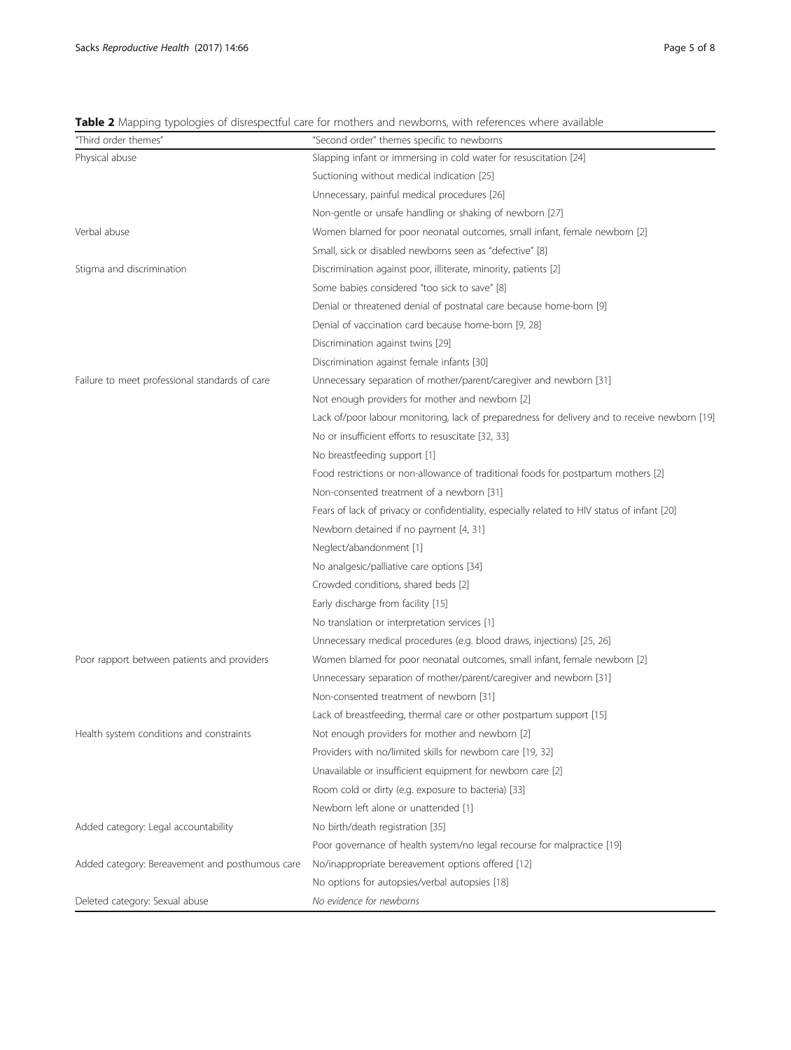**Table 2** Mapping typologies of disrespectful care for mothers and newborns, with references where available

| "Third order themes" | "Second order" themes specific to newborns |
| --- | --- |
| Physical abuse | Slapping infant or immersing in cold water for resuscitation [24] |
| | Suctioning without medical indication [25] |
| | Unnecessary, painful medical procedures [26] |
| | Non-gentle or unsafe handling or shaking of newborn [27] |
| Verbal abuse | Women blamed for poor neonatal outcomes, small infant, female newborn [2] |
| | Small, sick or disabled newborns seen as "defective" [8] |
| Stigma and discrimination | Discrimination against poor, illiterate, minority, patients [2] |
| | Some babies considered "too sick to save" [8] |
| | Denial or threatened denial of postnatal care because home-born [9] |
| | Denial of vaccination card because home-born [9, 28] |
| | Discrimination against twins [29] |
| | Discrimination against female infants [30] |
| Failure to meet professional standards of care | Unnecessary separation of mother/parent/caregiver and newborn [31] |
| | Not enough providers for mother and newborn [2] |
| | Lack of/poor labour monitoring, lack of preparedness for delivery and to receive newborn [19] |
| | No or insufficient efforts to resuscitate [32, 33] |
| | No breastfeeding support [1] |
| | Food restrictions or non-allowance of traditional foods for postpartum mothers [2] |
| | Non-consented treatment of a newborn [31] |
| | Fears of lack of privacy or confidentiality, especially related to HIV status of infant [20] |
| | Newborn detained if no payment [4, 31] |
| | Neglect/abandonment [1] |
| | No analgesic/palliative care options [34] |
| | Crowded conditions, shared beds [2] |
| | Early discharge from facility [15] |
| | No translation or interpretation services [1] |
| | Unnecessary medical procedures (e.g. blood draws, injections) [25, 26] |
| Poor rapport between patients and providers | Women blamed for poor neonatal outcomes, small infant, female newborn [2] |
| | Unnecessary separation of mother/parent/caregiver and newborn [31] |
| | Non-consented treatment of newborn [31] |
| | Lack of breastfeeding, thermal care or other postpartum support [15] |
| Health system conditions and constraints | Not enough providers for mother and newborn [2] |
| | Providers with no/limited skills for newborn care [19, 32] |
| | Unavailable or insufficient equipment for newborn care [2] |
| | Room cold or dirty (e.g. exposure to bacteria) [33] |
| | Newborn left alone or unattended [1] |
| Added category: Legal accountability | No birth/death registration [35] |
| | Poor governance of health system/no legal recourse for malpractice [19] |
| Added category: Bereavement and posthumous care | No/inappropriate bereavement options offered [12] |
| | No options for autopsies/verbal autopsies [18] |
| Deleted category: Sexual abuse | *No evidence for newborns* |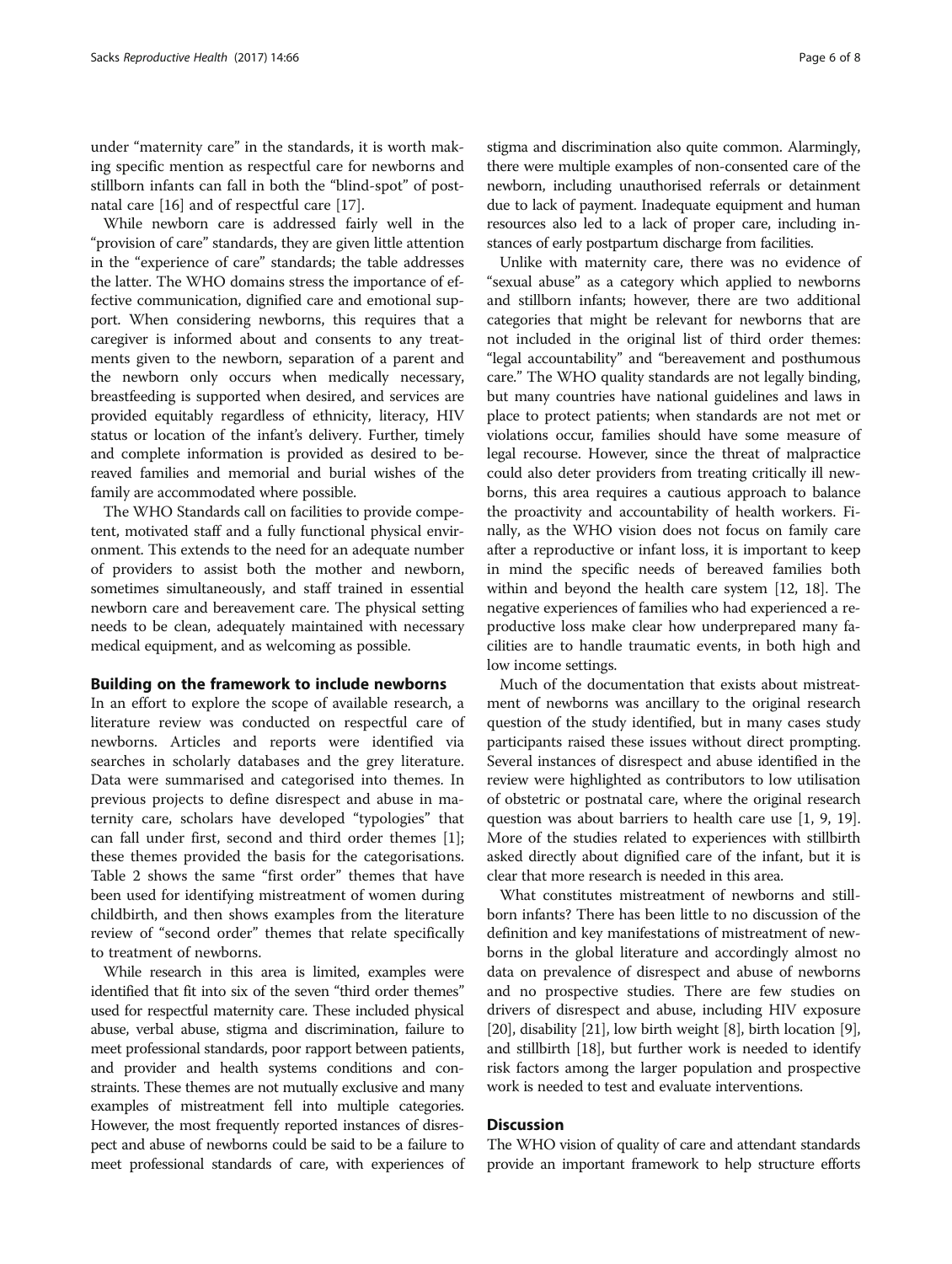under "maternity care" in the standards, it is worth making specific mention as respectful care for newborns and stillborn infants can fall in both the "blind-spot" of postnatal care [16] and of respectful care [17].

While newborn care is addressed fairly well in the "provision of care" standards, they are given little attention in the "experience of care" standards; the table addresses the latter. The WHO domains stress the importance of effective communication, dignified care and emotional support. When considering newborns, this requires that a caregiver is informed about and consents to any treatments given to the newborn, separation of a parent and the newborn only occurs when medically necessary, breastfeeding is supported when desired, and services are provided equitably regardless of ethnicity, literacy, HIV status or location of the infant's delivery. Further, timely and complete information is provided as desired to bereaved families and memorial and burial wishes of the family are accommodated where possible.

The WHO Standards call on facilities to provide competent, motivated staff and a fully functional physical environment. This extends to the need for an adequate number of providers to assist both the mother and newborn, sometimes simultaneously, and staff trained in essential newborn care and bereavement care. The physical setting needs to be clean, adequately maintained with necessary medical equipment, and as welcoming as possible.

## Building on the framework to include newborns

In an effort to explore the scope of available research, a literature review was conducted on respectful care of newborns. Articles and reports were identified via searches in scholarly databases and the grey literature. Data were summarised and categorised into themes. In previous projects to define disrespect and abuse in maternity care, scholars have developed "typologies" that can fall under first, second and third order themes [1]; these themes provided the basis for the categorisations. Table 2 shows the same "first order" themes that have been used for identifying mistreatment of women during childbirth, and then shows examples from the literature review of "second order" themes that relate specifically to treatment of newborns.

While research in this area is limited, examples were identified that fit into six of the seven "third order themes" used for respectful maternity care. These included physical abuse, verbal abuse, stigma and discrimination, failure to meet professional standards, poor rapport between patients, and provider and health systems conditions and constraints. These themes are not mutually exclusive and many examples of mistreatment fell into multiple categories. However, the most frequently reported instances of disrespect and abuse of newborns could be said to be a failure to meet professional standards of care, with experiences of stigma and discrimination also quite common. Alarmingly, there were multiple examples of non-consented care of the newborn, including unauthorised referrals or detainment due to lack of payment. Inadequate equipment and human resources also led to a lack of proper care, including instances of early postpartum discharge from facilities.

Unlike with maternity care, there was no evidence of "sexual abuse" as a category which applied to newborns and stillborn infants; however, there are two additional categories that might be relevant for newborns that are not included in the original list of third order themes: "legal accountability" and "bereavement and posthumous care." The WHO quality standards are not legally binding, but many countries have national guidelines and laws in place to protect patients; when standards are not met or violations occur, families should have some measure of legal recourse. However, since the threat of malpractice could also deter providers from treating critically ill newborns, this area requires a cautious approach to balance the proactivity and accountability of health workers. Finally, as the WHO vision does not focus on family care after a reproductive or infant loss, it is important to keep in mind the specific needs of bereaved families both within and beyond the health care system [12, 18]. The negative experiences of families who had experienced a reproductive loss make clear how underprepared many facilities are to handle traumatic events, in both high and low income settings.

Much of the documentation that exists about mistreatment of newborns was ancillary to the original research question of the study identified, but in many cases study participants raised these issues without direct prompting. Several instances of disrespect and abuse identified in the review were highlighted as contributors to low utilisation of obstetric or postnatal care, where the original research question was about barriers to health care use [1, 9, 19]. More of the studies related to experiences with stillbirth asked directly about dignified care of the infant, but it is clear that more research is needed in this area.

What constitutes mistreatment of newborns and stillborn infants? There has been little to no discussion of the definition and key manifestations of mistreatment of newborns in the global literature and accordingly almost no data on prevalence of disrespect and abuse of newborns and no prospective studies. There are few studies on drivers of disrespect and abuse, including HIV exposure [20], disability [21], low birth weight [8], birth location [9], and stillbirth [18], but further work is needed to identify risk factors among the larger population and prospective work is needed to test and evaluate interventions.

## Discussion

The WHO vision of quality of care and attendant standards provide an important framework to help structure efforts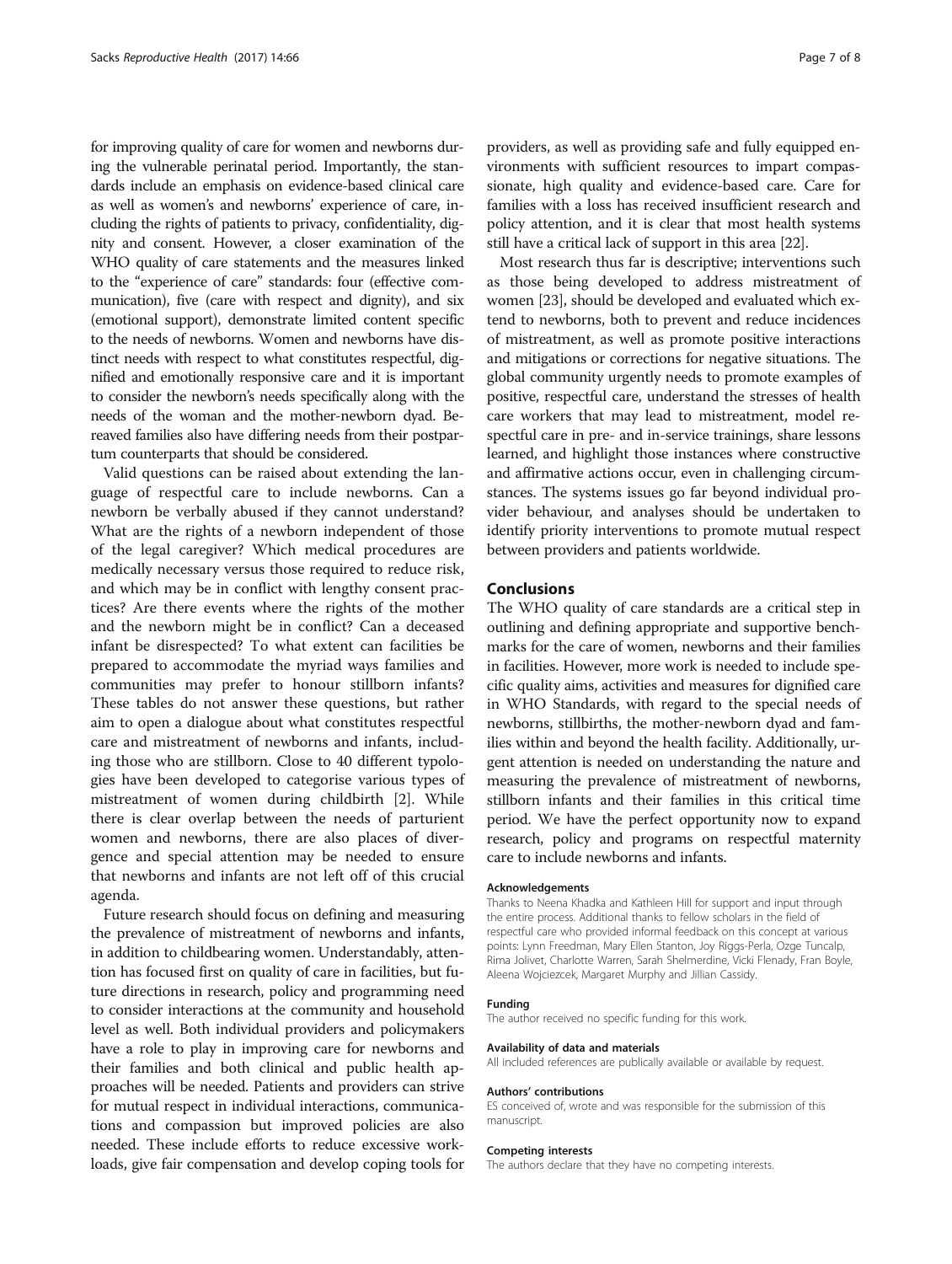for improving quality of care for women and newborns during the vulnerable perinatal period. Importantly, the standards include an emphasis on evidence-based clinical care as well as women's and newborns' experience of care, including the rights of patients to privacy, confidentiality, dignity and consent. However, a closer examination of the WHO quality of care statements and the measures linked to the "experience of care" standards: four (effective communication), five (care with respect and dignity), and six (emotional support), demonstrate limited content specific to the needs of newborns. Women and newborns have distinct needs with respect to what constitutes respectful, dignified and emotionally responsive care and it is important to consider the newborn's needs specifically along with the needs of the woman and the mother-newborn dyad. Bereaved families also have differing needs from their postpartum counterparts that should be considered.

Valid questions can be raised about extending the language of respectful care to include newborns. Can a newborn be verbally abused if they cannot understand? What are the rights of a newborn independent of those of the legal caregiver? Which medical procedures are medically necessary versus those required to reduce risk, and which may be in conflict with lengthy consent practices? Are there events where the rights of the mother and the newborn might be in conflict? Can a deceased infant be disrespected? To what extent can facilities be prepared to accommodate the myriad ways families and communities may prefer to honour stillborn infants? These tables do not answer these questions, but rather aim to open a dialogue about what constitutes respectful care and mistreatment of newborns and infants, including those who are stillborn. Close to 40 different typologies have been developed to categorise various types of mistreatment of women during childbirth [2]. While there is clear overlap between the needs of parturient women and newborns, there are also places of divergence and special attention may be needed to ensure that newborns and infants are not left off of this crucial agenda.

Future research should focus on defining and measuring the prevalence of mistreatment of newborns and infants, in addition to childbearing women. Understandably, attention has focused first on quality of care in facilities, but future directions in research, policy and programming need to consider interactions at the community and household level as well. Both individual providers and policymakers have a role to play in improving care for newborns and their families and both clinical and public health approaches will be needed. Patients and providers can strive for mutual respect in individual interactions, communications and compassion but improved policies are also needed. These include efforts to reduce excessive workloads, give fair compensation and develop coping tools for providers, as well as providing safe and fully equipped environments with sufficient resources to impart compassionate, high quality and evidence-based care. Care for families with a loss has received insufficient research and policy attention, and it is clear that most health systems still have a critical lack of support in this area [22].

Most research thus far is descriptive; interventions such as those being developed to address mistreatment of women [23], should be developed and evaluated which extend to newborns, both to prevent and reduce incidences of mistreatment, as well as promote positive interactions and mitigations or corrections for negative situations. The global community urgently needs to promote examples of positive, respectful care, understand the stresses of health care workers that may lead to mistreatment, model respectful care in pre- and in-service trainings, share lessons learned, and highlight those instances where constructive and affirmative actions occur, even in challenging circumstances. The systems issues go far beyond individual provider behaviour, and analyses should be undertaken to identify priority interventions to promote mutual respect between providers and patients worldwide.

## Conclusions

The WHO quality of care standards are a critical step in outlining and defining appropriate and supportive benchmarks for the care of women, newborns and their families in facilities. However, more work is needed to include specific quality aims, activities and measures for dignified care in WHO Standards, with regard to the special needs of newborns, stillbirths, the mother-newborn dyad and families within and beyond the health facility. Additionally, urgent attention is needed on understanding the nature and measuring the prevalence of mistreatment of newborns, stillborn infants and their families in this critical time period. We have the perfect opportunity now to expand research, policy and programs on respectful maternity care to include newborns and infants.

#### Acknowledgements

Thanks to Neena Khadka and Kathleen Hill for support and input through the entire process. Additional thanks to fellow scholars in the field of respectful care who provided informal feedback on this concept at various points: Lynn Freedman, Mary Ellen Stanton, Joy Riggs-Perla, Ozge Tuncalp, Rima Jolivet, Charlotte Warren, Sarah Shelmerdine, Vicki Flenady, Fran Boyle, Aleena Wojciezcek, Margaret Murphy and Jillian Cassidy.

#### Funding

The author received no specific funding for this work.

#### Availability of data and materials

All included references are publically available or available by request.

#### Authors' contributions

ES conceived of, wrote and was responsible for the submission of this manuscript.

#### Competing interests

The authors declare that they have no competing interests.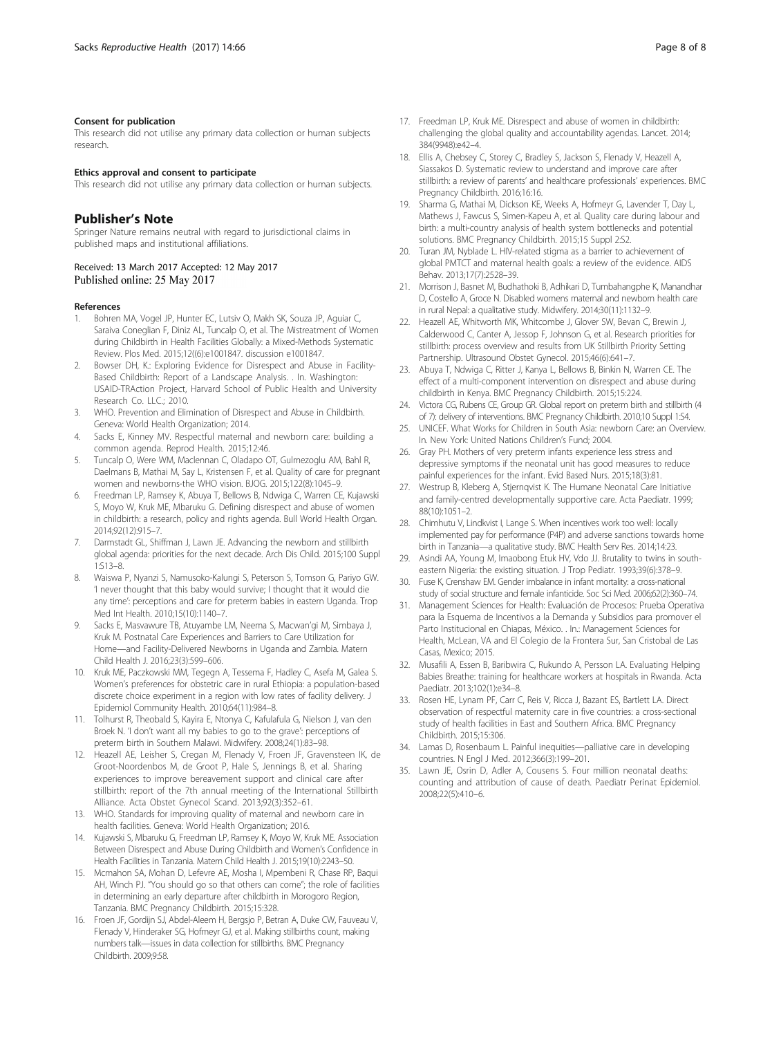#### Consent for publication

This research did not utilise any primary data collection or human subjects research.

#### Ethics approval and consent to participate

This research did not utilise any primary data collection or human subjects.

## Publisher's Note

Springer Nature remains neutral with regard to jurisdictional claims in published maps and institutional affiliations.

Received: 13 March 2017 Accepted: 12 May 2017
Published online: 25 May 2017

#### References

1. Bohren MA, Vogel JP, Hunter EC, Lutsiv O, Makh SK, Souza JP, Aguiar C, Saraiva Coneglian F, Diniz AL, Tuncalp O, et al. The Mistreatment of Women during Childbirth in Health Facilities Globally: a Mixed-Methods Systematic Review. Plos Med. 2015;12((6):e1001847. discussion e1001847.
2. Bowser DH, K.: Exploring Evidence for Disrespect and Abuse in Facility-Based Childbirth: Report of a Landscape Analysis. . In. Washington: USAID-TRAction Project, Harvard School of Public Health and University Research Co. LLC.; 2010.
3. WHO. Prevention and Elimination of Disrespect and Abuse in Childbirth. Geneva: World Health Organization; 2014.
4. Sacks E, Kinney MV. Respectful maternal and newborn care: building a common agenda. Reprod Health. 2015;12:46.
5. Tuncalp O, Were WM, Maclennan C, Oladapo OT, Gulmezoglu AM, Bahl R, Daelmans B, Mathai M, Say L, Kristensen F, et al. Quality of care for pregnant women and newborns-the WHO vision. BJOG. 2015;122(8):1045–9.
6. Freedman LP, Ramsey K, Abuya T, Bellows B, Ndwiga C, Warren CE, Kujawski S, Moyo W, Kruk ME, Mbaruku G. Defining disrespect and abuse of women in childbirth: a research, policy and rights agenda. Bull World Health Organ. 2014;92(12):915–7.
7. Darmstadt GL, Shiffman J, Lawn JE. Advancing the newborn and stillbirth global agenda: priorities for the next decade. Arch Dis Child. 2015;100 Suppl 1:S13–8.
8. Waiswa P, Nyanzi S, Namusoko-Kalungi S, Peterson S, Tomson G, Pariyo GW. 'I never thought that this baby would survive; I thought that it would die any time': perceptions and care for preterm babies in eastern Uganda. Trop Med Int Health. 2010;15(10):1140–7.
9. Sacks E, Masvawure TB, Atuyambe LM, Neema S, Macwan'gi M, Simbaya J, Kruk M. Postnatal Care Experiences and Barriers to Care Utilization for Home—and Facility-Delivered Newborns in Uganda and Zambia. Matern Child Health J. 2016;23(3):599–606.
10. Kruk ME, Paczkowski MM, Tegegn A, Tessema F, Hadley C, Asefa M, Galea S. Women's preferences for obstetric care in rural Ethiopia: a population-based discrete choice experiment in a region with low rates of facility delivery. J Epidemiol Community Health. 2010;64(11):984–8.
11. Tolhurst R, Theobald S, Kayira E, Ntonya C, Kafulafula G, Nielson J, van den Broek N. 'I don't want all my babies to go to the grave': perceptions of preterm birth in Southern Malawi. Midwifery. 2008;24(1):83–98.
12. Heazell AE, Leisher S, Cregan M, Flenady V, Froen JF, Gravensteen IK, de Groot-Noordenbos M, de Groot P, Hale S, Jennings B, et al. Sharing experiences to improve bereavement support and clinical care after stillbirth: report of the 7th annual meeting of the International Stillbirth Alliance. Acta Obstet Gynecol Scand. 2013;92(3):352–61.
13. WHO. Standards for improving quality of maternal and newborn care in health facilities. Geneva: World Health Organization; 2016.
14. Kujawski S, Mbaruku G, Freedman LP, Ramsey K, Moyo W, Kruk ME. Association Between Disrespect and Abuse During Childbirth and Women's Confidence in Health Facilities in Tanzania. Matern Child Health J. 2015;19(10):2243–50.
15. Mcmahon SA, Mohan D, Lefevre AE, Mosha I, Mpembeni R, Chase RP, Baqui AH, Winch PJ. "You should go so that others can come"; the role of facilities in determining an early departure after childbirth in Morogoro Region, Tanzania. BMC Pregnancy Childbirth. 2015;15:328.
16. Froen JF, Gordijn SJ, Abdel-Aleem H, Bergsjo P, Betran A, Duke CW, Fauveau V, Flenady V, Hinderaker SG, Hofmeyr GJ, et al. Making stillbirths count, making numbers talk—issues in data collection for stillbirths. BMC Pregnancy Childbirth. 2009;9:58.
17. Freedman LP, Kruk ME. Disrespect and abuse of women in childbirth: challenging the global quality and accountability agendas. Lancet. 2014; 384(9948):e42–4.
18. Ellis A, Chebsey C, Storey C, Bradley S, Jackson S, Flenady V, Heazell A, Siassakos D. Systematic review to understand and improve care after stillbirth: a review of parents' and healthcare professionals' experiences. BMC Pregnancy Childbirth. 2016;16:16.
19. Sharma G, Mathai M, Dickson KE, Weeks A, Hofmeyr G, Lavender T, Day L, Mathews J, Fawcus S, Simen-Kapeu A, et al. Quality care during labour and birth: a multi-country analysis of health system bottlenecks and potential solutions. BMC Pregnancy Childbirth. 2015;15 Suppl 2:S2.
20. Turan JM, Nyblade L. HIV-related stigma as a barrier to achievement of global PMTCT and maternal health goals: a review of the evidence. AIDS Behav. 2013;17(7):2528–39.
21. Morrison J, Basnet M, Budhathoki B, Adhikari D, Tumbahangphe K, Manandhar D, Costello A, Groce N. Disabled womens maternal and newborn health care in rural Nepal: a qualitative study. Midwifery. 2014;30(11):1132–9.
22. Heazell AE, Whitworth MK, Whitcombe J, Glover SW, Bevan C, Brewin J, Calderwood C, Canter A, Jessop F, Johnson G, et al. Research priorities for stillbirth: process overview and results from UK Stillbirth Priority Setting Partnership. Ultrasound Obstet Gynecol. 2015;46(6):641–7.
23. Abuya T, Ndwiga C, Ritter J, Kanya L, Bellows B, Binkin N, Warren CE. The effect of a multi-component intervention on disrespect and abuse during childbirth in Kenya. BMC Pregnancy Childbirth. 2015;15:224.
24. Victora CG, Rubens CE, Group GR. Global report on preterm birth and stillbirth (4 of 7): delivery of interventions. BMC Pregnancy Childbirth. 2010;10 Suppl 1:S4.
25. UNICEF. What Works for Children in South Asia: newborn Care: an Overview. In. New York: United Nations Children's Fund; 2004.
26. Gray PH. Mothers of very preterm infants experience less stress and depressive symptoms if the neonatal unit has good measures to reduce painful experiences for the infant. Evid Based Nurs. 2015;18(3):81.
27. Westrup B, Kleberg A, Stjernqvist K. The Humane Neonatal Care Initiative and family-centred developmentally supportive care. Acta Paediatr. 1999; 88(10):1051–2.
28. Chimhutu V, Lindkvist I, Lange S. When incentives work too well: locally implemented pay for performance (P4P) and adverse sanctions towards home birth in Tanzania—a qualitative study. BMC Health Serv Res. 2014;14:23.
29. Asindi AA, Young M, Imaobong Etuk HV, Vdo JJ. Brutality to twins in south-eastern Nigeria: the existing situation. J Trop Pediatr. 1993;39(6):378–9.
30. Fuse K, Crenshaw EM. Gender imbalance in infant mortality: a cross-national study of social structure and female infanticide. Soc Sci Med. 2006;62(2):360–74.
31. Management Sciences for Health: Evaluación de Procesos: Prueba Operativa para la Esquema de Incentivos a la Demanda y Subsidios para promover el Parto Institucional en Chiapas, México. . In.: Management Sciences for Health, McLean, VA and El Colegio de la Frontera Sur, San Cristobal de Las Casas, Mexico; 2015.
32. Musafili A, Essen B, Baribwira C, Rukundo A, Persson LA. Evaluating Helping Babies Breathe: training for healthcare workers at hospitals in Rwanda. Acta Paediatr. 2013;102(1):e34–8.
33. Rosen HE, Lynam PF, Carr C, Reis V, Ricca J, Bazant ES, Bartlett LA. Direct observation of respectful maternity care in five countries: a cross-sectional study of health facilities in East and Southern Africa. BMC Pregnancy Childbirth. 2015;15:306.
34. Lamas D, Rosenbaum L. Painful inequities—palliative care in developing countries. N Engl J Med. 2012;366(3):199–201.
35. Lawn JE, Osrin D, Adler A, Cousens S. Four million neonatal deaths: counting and attribution of cause of death. Paediatr Perinat Epidemiol. 2008;22(5):410–6.